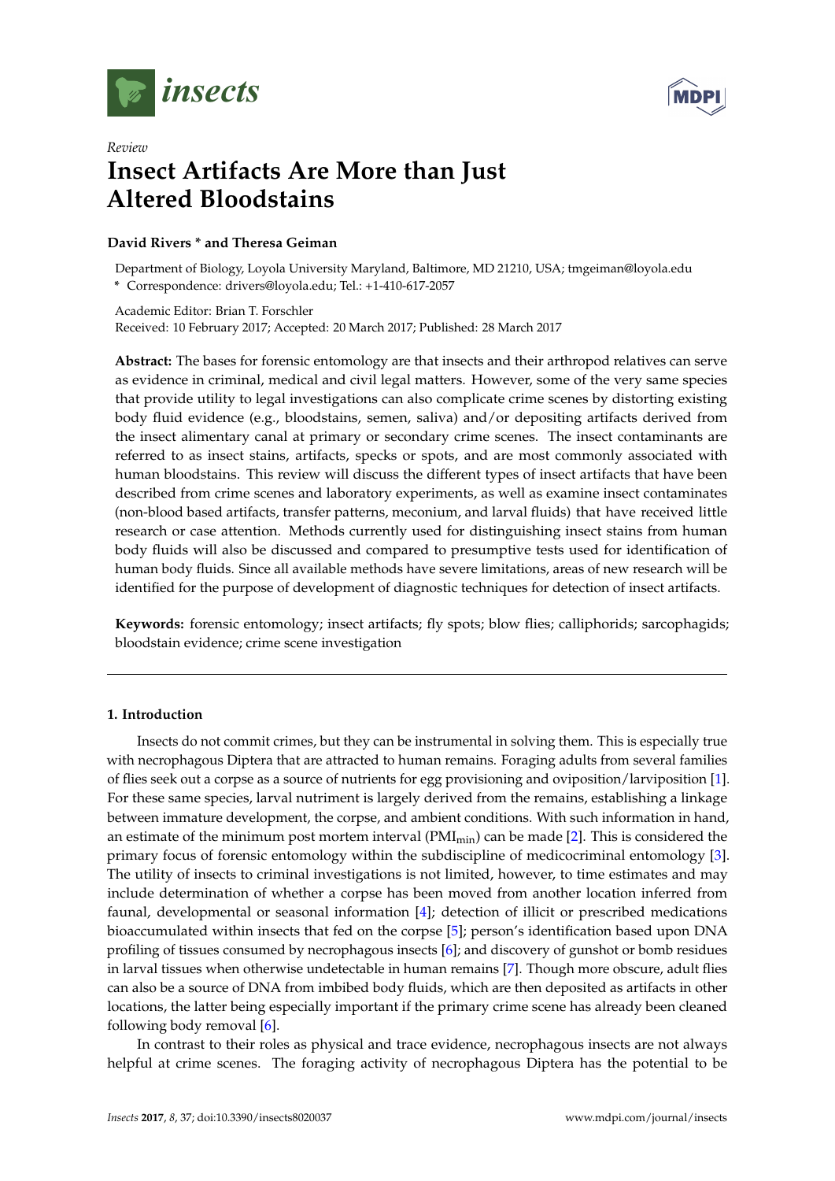*Review*

# Insect Artifacts Are More than Just Altered Bloodstains

**David Rivers * and Theresa Geiman**

Department of Biology, Loyola University Maryland, Baltimore, MD 21210, USA; tmgeiman@loyola.edu
* Correspondence: drivers@loyola.edu; Tel.: +1-410-617-2057

Academic Editor: Brian T. Forschler
Received: 10 February 2017; Accepted: 20 March 2017; Published: 28 March 2017

**Abstract:** The bases for forensic entomology are that insects and their arthropod relatives can serve as evidence in criminal, medical and civil legal matters. However, some of the very same species that provide utility to legal investigations can also complicate crime scenes by distorting existing body fluid evidence (e.g., bloodstains, semen, saliva) and/or depositing artifacts derived from the insect alimentary canal at primary or secondary crime scenes. The insect contaminants are referred to as insect stains, artifacts, specks or spots, and are most commonly associated with human bloodstains. This review will discuss the different types of insect artifacts that have been described from crime scenes and laboratory experiments, as well as examine insect contaminates (non-blood based artifacts, transfer patterns, meconium, and larval fluids) that have received little research or case attention. Methods currently used for distinguishing insect stains from human body fluids will also be discussed and compared to presumptive tests used for identification of human body fluids. Since all available methods have severe limitations, areas of new research will be identified for the purpose of development of diagnostic techniques for detection of insect artifacts.

**Keywords:** forensic entomology; insect artifacts; fly spots; blow flies; calliphorids; sarcophagids; bloodstain evidence; crime scene investigation

## 1. Introduction

Insects do not commit crimes, but they can be instrumental in solving them. This is especially true with necrophagous Diptera that are attracted to human remains. Foraging adults from several families of flies seek out a corpse as a source of nutrients for egg provisioning and oviposition/larviposition [1]. For these same species, larval nutriment is largely derived from the remains, establishing a linkage between immature development, the corpse, and ambient conditions. With such information in hand, an estimate of the minimum post mortem interval ($PMI_{min}$) can be made [2]. This is considered the primary focus of forensic entomology within the subdiscipline of medicocriminal entomology [3]. The utility of insects to criminal investigations is not limited, however, to time estimates and may include determination of whether a corpse has been moved from another location inferred from faunal, developmental or seasonal information [4]; detection of illicit or prescribed medications bioaccumulated within insects that fed on the corpse [5]; person's identification based upon DNA profiling of tissues consumed by necrophagous insects [6]; and discovery of gunshot or bomb residues in larval tissues when otherwise undetectable in human remains [7]. Though more obscure, adult flies can also be a source of DNA from imbibed body fluids, which are then deposited as artifacts in other locations, the latter being especially important if the primary crime scene has already been cleaned following body removal [6].

In contrast to their roles as physical and trace evidence, necrophagous insects are not always helpful at crime scenes. The foraging activity of necrophagous Diptera has the potential to be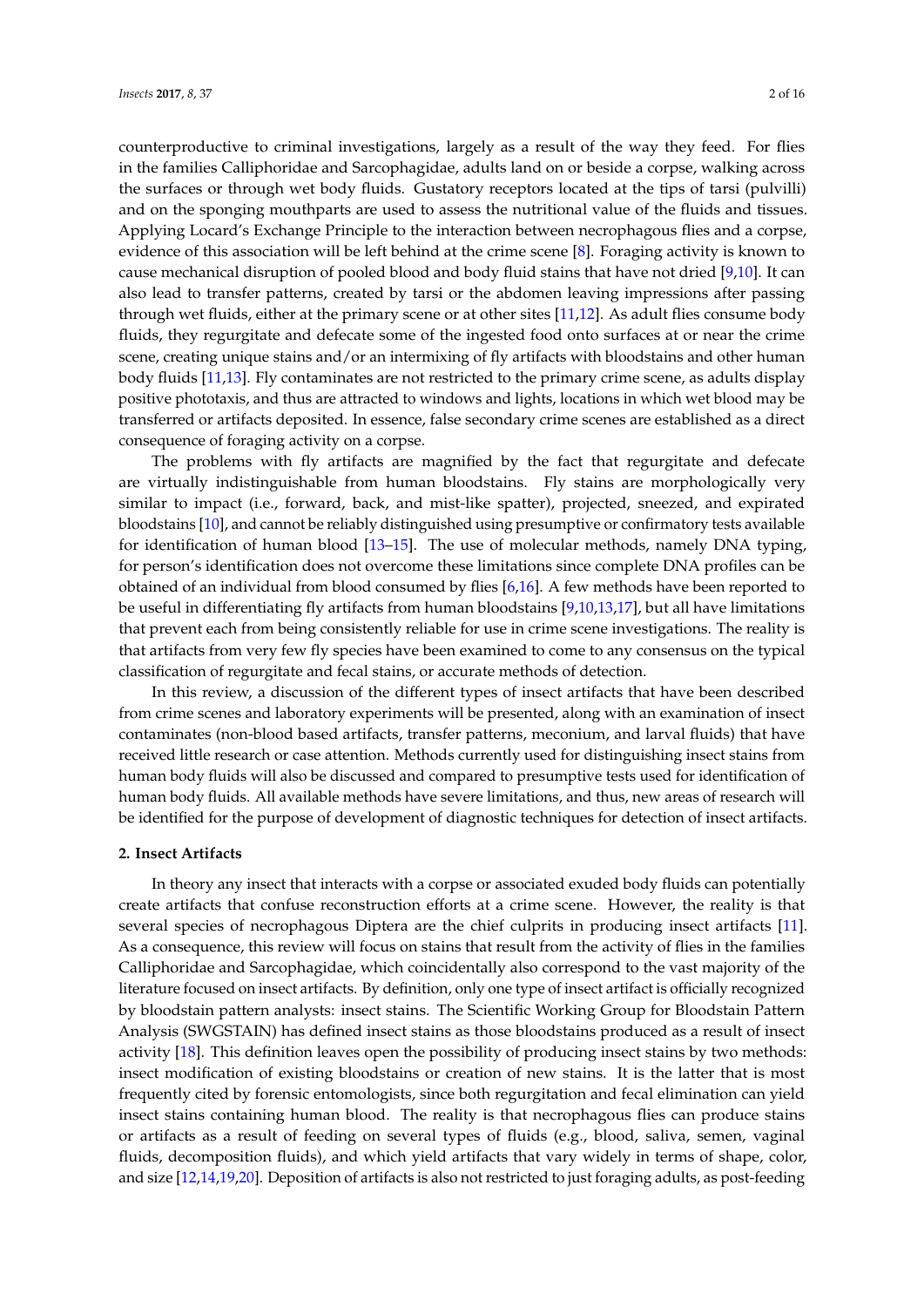counterproductive to criminal investigations, largely as a result of the way they feed. For flies in the families Calliphoridae and Sarcophagidae, adults land on or beside a corpse, walking across the surfaces or through wet body fluids. Gustatory receptors located at the tips of tarsi (pulvilli) and on the sponging mouthparts are used to assess the nutritional value of the fluids and tissues. Applying Locard's Exchange Principle to the interaction between necrophagous flies and a corpse, evidence of this association will be left behind at the crime scene [8]. Foraging activity is known to cause mechanical disruption of pooled blood and body fluid stains that have not dried [9,10]. It can also lead to transfer patterns, created by tarsi or the abdomen leaving impressions after passing through wet fluids, either at the primary scene or at other sites [11,12]. As adult flies consume body fluids, they regurgitate and defecate some of the ingested food onto surfaces at or near the crime scene, creating unique stains and/or an intermixing of fly artifacts with bloodstains and other human body fluids [11,13]. Fly contaminates are not restricted to the primary crime scene, as adults display positive phototaxis, and thus are attracted to windows and lights, locations in which wet blood may be transferred or artifacts deposited. In essence, false secondary crime scenes are established as a direct consequence of foraging activity on a corpse.

The problems with fly artifacts are magnified by the fact that regurgitate and defecate are virtually indistinguishable from human bloodstains. Fly stains are morphologically very similar to impact (i.e., forward, back, and mist-like spatter), projected, sneezed, and expirated bloodstains [10], and cannot be reliably distinguished using presumptive or confirmatory tests available for identification of human blood [13–15]. The use of molecular methods, namely DNA typing, for person's identification does not overcome these limitations since complete DNA profiles can be obtained of an individual from blood consumed by flies [6,16]. A few methods have been reported to be useful in differentiating fly artifacts from human bloodstains [9,10,13,17], but all have limitations that prevent each from being consistently reliable for use in crime scene investigations. The reality is that artifacts from very few fly species have been examined to come to any consensus on the typical classification of regurgitate and fecal stains, or accurate methods of detection.

In this review, a discussion of the different types of insect artifacts that have been described from crime scenes and laboratory experiments will be presented, along with an examination of insect contaminates (non-blood based artifacts, transfer patterns, meconium, and larval fluids) that have received little research or case attention. Methods currently used for distinguishing insect stains from human body fluids will also be discussed and compared to presumptive tests used for identification of human body fluids. All available methods have severe limitations, and thus, new areas of research will be identified for the purpose of development of diagnostic techniques for detection of insect artifacts.

## 2. Insect Artifacts

In theory any insect that interacts with a corpse or associated exuded body fluids can potentially create artifacts that confuse reconstruction efforts at a crime scene. However, the reality is that several species of necrophagous Diptera are the chief culprits in producing insect artifacts [11]. As a consequence, this review will focus on stains that result from the activity of flies in the families Calliphoridae and Sarcophagidae, which coincidentally also correspond to the vast majority of the literature focused on insect artifacts. By definition, only one type of insect artifact is officially recognized by bloodstain pattern analysts: insect stains. The Scientific Working Group for Bloodstain Pattern Analysis (SWGSTAIN) has defined insect stains as those bloodstains produced as a result of insect activity [18]. This definition leaves open the possibility of producing insect stains by two methods: insect modification of existing bloodstains or creation of new stains. It is the latter that is most frequently cited by forensic entomologists, since both regurgitation and fecal elimination can yield insect stains containing human blood. The reality is that necrophagous flies can produce stains or artifacts as a result of feeding on several types of fluids (e.g., blood, saliva, semen, vaginal fluids, decomposition fluids), and which yield artifacts that vary widely in terms of shape, color, and size [12,14,19,20]. Deposition of artifacts is also not restricted to just foraging adults, as post-feeding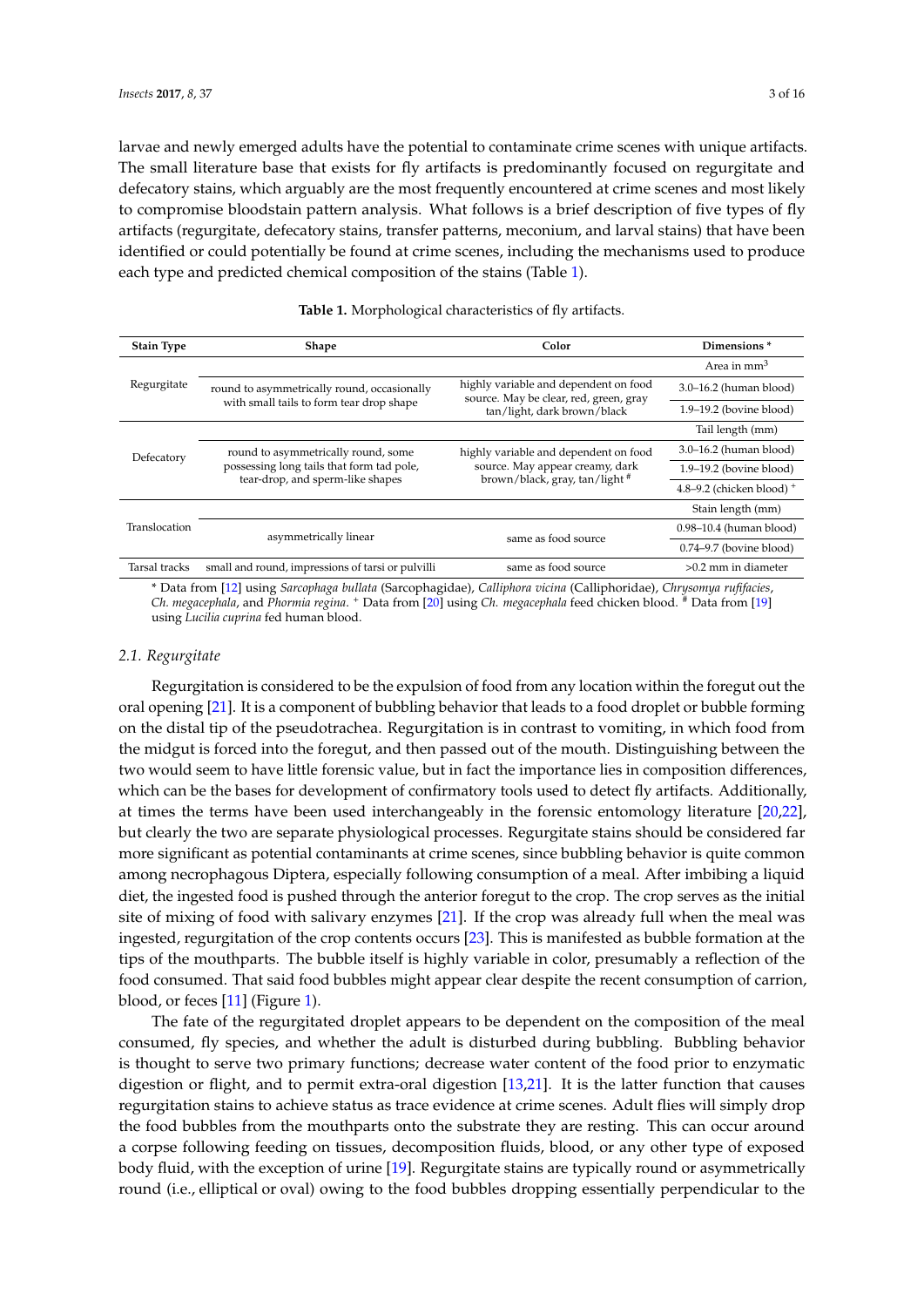larvae and newly emerged adults have the potential to contaminate crime scenes with unique artifacts. The small literature base that exists for fly artifacts is predominantly focused on regurgitate and defecatory stains, which arguably are the most frequently encountered at crime scenes and most likely to compromise bloodstain pattern analysis. What follows is a brief description of five types of fly artifacts (regurgitate, defecatory stains, transfer patterns, meconium, and larval stains) that have been identified or could potentially be found at crime scenes, including the mechanisms used to produce each type and predicted chemical composition of the stains (Table 1).

**Table 1.** Morphological characteristics of fly artifacts.

| Stain Type | Shape | Color | Dimensions * |
|---|---|---|---|
| | | | Area in $mm^3$ |
| Regurgitate | round to asymmetrically round, occasionally with small tails to form tear drop shape | highly variable and dependent on food source. May be clear, red, green, gray tan/light, dark brown/black | 3.0–16.2 (human blood) |
| | | | 1.9–19.2 (bovine blood) |
| | | | Tail length (mm) |
| Defecatory | round to asymmetrically round, some possessing long tails that form tad pole, tear-drop, and sperm-like shapes | highly variable and dependent on food source. May appear creamy, dark brown/black, gray, tan/light # | 3.0–16.2 (human blood) |
| | | | 1.9–19.2 (bovine blood) |
| | | | 4.8–9.2 (chicken blood) + |
| | | | Stain length (mm) |
| Translocation | asymmetrically linear | same as food source | 0.98–10.4 (human blood) |
| | | | 0.74–9.7 (bovine blood) |
| Tarsal tracks | small and round, impressions of tarsi or pulvilli | same as food source | >0.2 mm in diameter |

\* Data from [12] using *Sarcophaga bullata* (Sarcophagidae), *Calliphora vicina* (Calliphoridae), *Chrysomya rufifacies*, *Ch. megacephala*, and *Phormia regina*. + Data from [20] using *Ch. megacephala* feed chicken blood. # Data from [19] using *Lucilia cuprina* fed human blood.

### 2.1. Regurgitate

Regurgitation is considered to be the expulsion of food from any location within the foregut out the oral opening [21]. It is a component of bubbling behavior that leads to a food droplet or bubble forming on the distal tip of the pseudotrachea. Regurgitation is in contrast to vomiting, in which food from the midgut is forced into the foregut, and then passed out of the mouth. Distinguishing between the two would seem to have little forensic value, but in fact the importance lies in composition differences, which can be the bases for development of confirmatory tools used to detect fly artifacts. Additionally, at times the terms have been used interchangeably in the forensic entomology literature [20,22], but clearly the two are separate physiological processes. Regurgitate stains should be considered far more significant as potential contaminants at crime scenes, since bubbling behavior is quite common among necrophagous Diptera, especially following consumption of a meal. After imbibing a liquid diet, the ingested food is pushed through the anterior foregut to the crop. The crop serves as the initial site of mixing of food with salivary enzymes [21]. If the crop was already full when the meal was ingested, regurgitation of the crop contents occurs [23]. This is manifested as bubble formation at the tips of the mouthparts. The bubble itself is highly variable in color, presumably a reflection of the food consumed. That said food bubbles might appear clear despite the recent consumption of carrion, blood, or feces [11] (Figure 1).

The fate of the regurgitated droplet appears to be dependent on the composition of the meal consumed, fly species, and whether the adult is disturbed during bubbling. Bubbling behavior is thought to serve two primary functions; decrease water content of the food prior to enzymatic digestion or flight, and to permit extra-oral digestion [13,21]. It is the latter function that causes regurgitation stains to achieve status as trace evidence at crime scenes. Adult flies will simply drop the food bubbles from the mouthparts onto the substrate they are resting. This can occur around a corpse following feeding on tissues, decomposition fluids, blood, or any other type of exposed body fluid, with the exception of urine [19]. Regurgitate stains are typically round or asymmetrically round (i.e., elliptical or oval) owing to the food bubbles dropping essentially perpendicular to the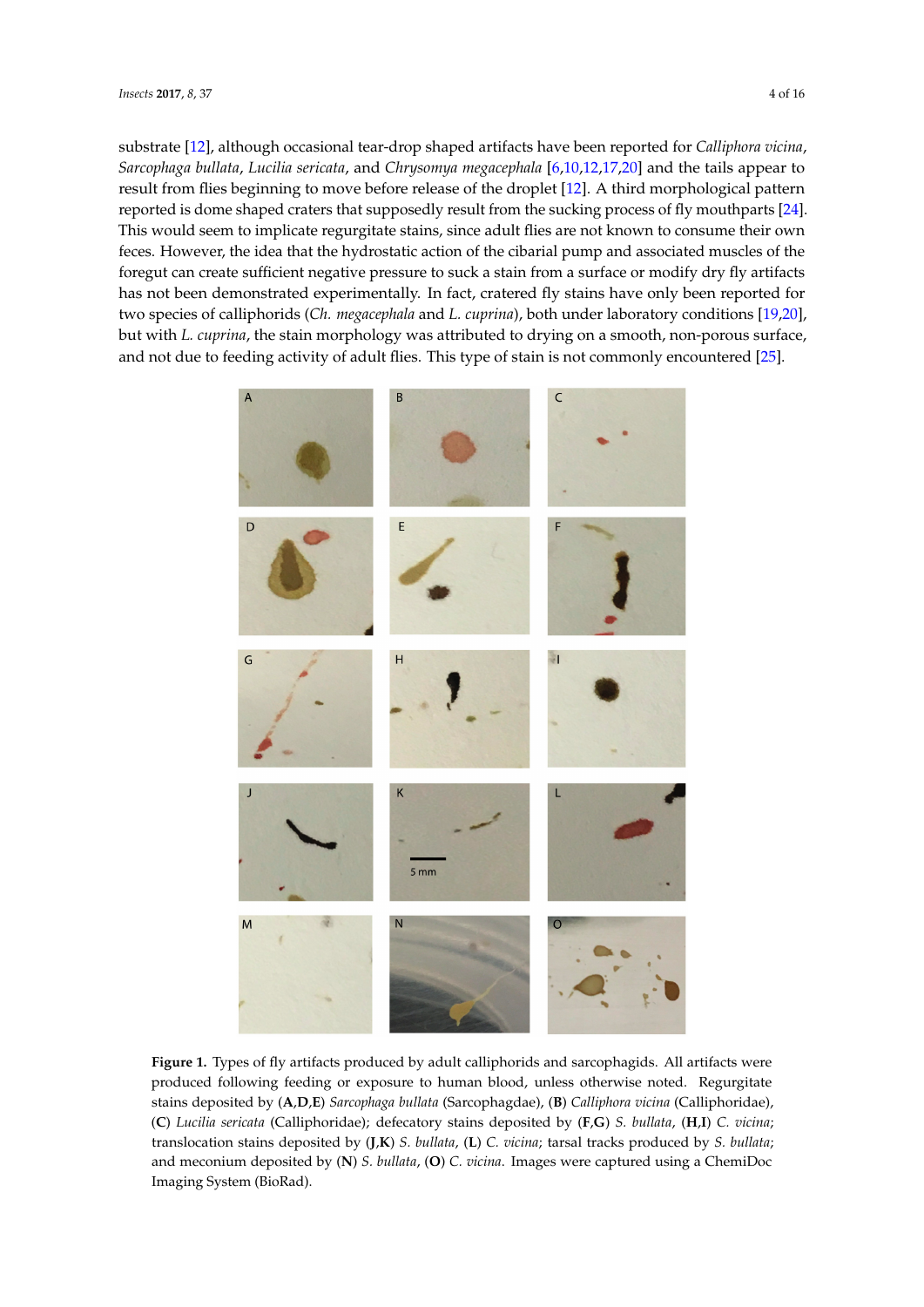substrate [12], although occasional tear-drop shaped artifacts have been reported for *Calliphora vicina*, *Sarcophaga bullata*, *Lucilia sericata*, and *Chrysomya megacephala* [6,10,12,17,20] and the tails appear to result from flies beginning to move before release of the droplet [12]. A third morphological pattern reported is dome shaped craters that supposedly result from the sucking process of fly mouthparts [24]. This would seem to implicate regurgitate stains, since adult flies are not known to consume their own feces. However, the idea that the hydrostatic action of the cibarial pump and associated muscles of the foregut can create sufficient negative pressure to suck a stain from a surface or modify dry fly artifacts has not been demonstrated experimentally. In fact, cratered fly stains have only been reported for two species of calliphorids (*Ch. megacephala* and *L. cuprina*), both under laboratory conditions [19,20], but with *L. cuprina*, the stain morphology was attributed to drying on a smooth, non-porous surface, and not due to feeding activity of adult flies. This type of stain is not commonly encountered [25].

**Figure 1.** Types of fly artifacts produced by adult calliphorids and sarcophagids. All artifacts were produced following feeding or exposure to human blood, unless otherwise noted. Regurgitate stains deposited by (**A**,**D**,**E**) *Sarcophaga bullata* (Sarcophagdae), (**B**) *Calliphora vicina* (Calliphoridae), (**C**) *Lucilia sericata* (Calliphoridae); defecatory stains deposited by (**F**,**G**) *S. bullata*, (**H**,**I**) *C. vicina*; translocation stains deposited by (**J**,**K**) *S. bullata*, (**L**) *C. vicina*; tarsal tracks produced by *S. bullata*; and meconium deposited by (**N**) *S. bullata*, (**O**) *C. vicina*. Images were captured using a ChemiDoc Imaging System (BioRad).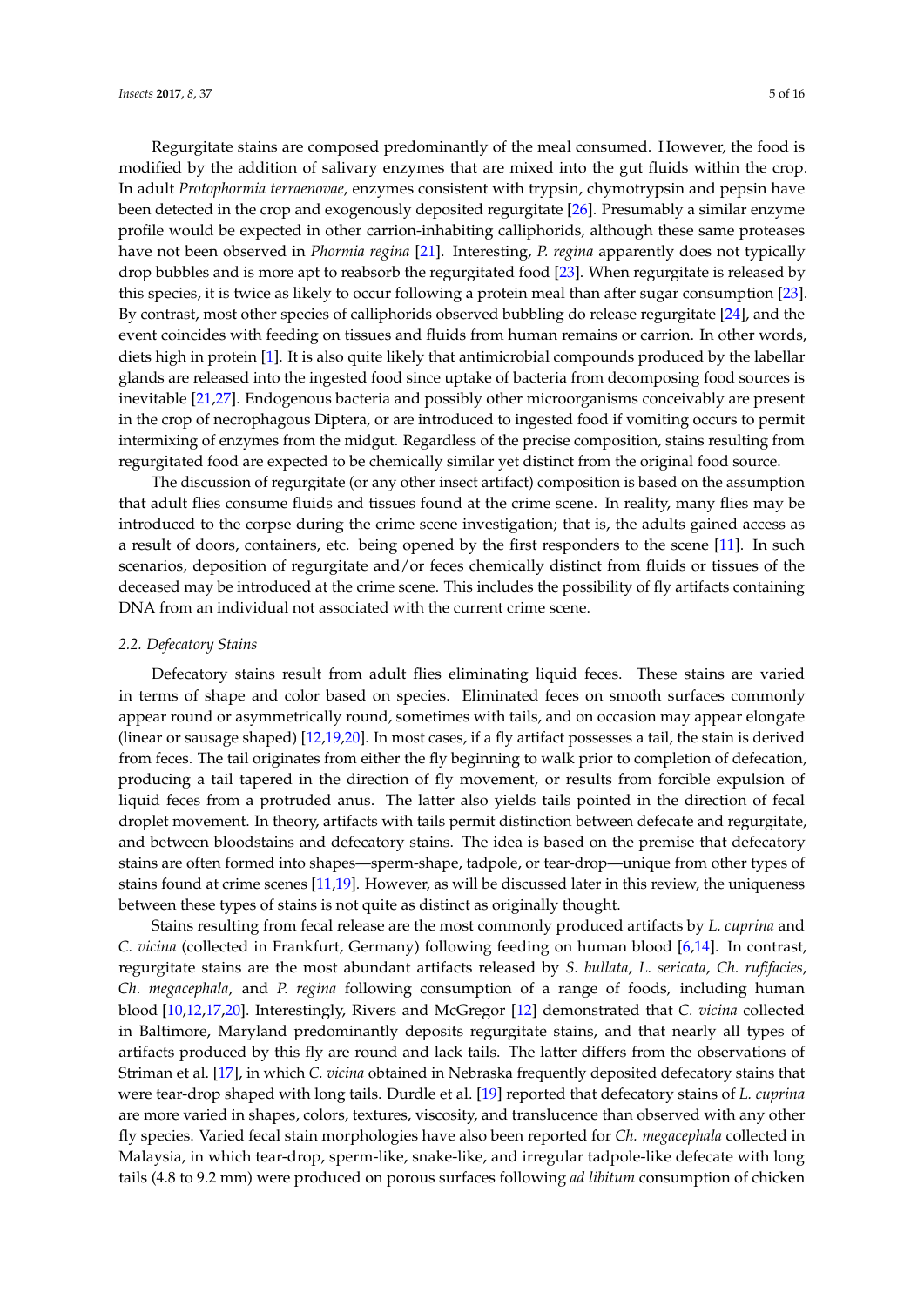Regurgitate stains are composed predominantly of the meal consumed. However, the food is modified by the addition of salivary enzymes that are mixed into the gut fluids within the crop. In adult *Protophormia terraenovae*, enzymes consistent with trypsin, chymotrypsin and pepsin have been detected in the crop and exogenously deposited regurgitate [26]. Presumably a similar enzyme profile would be expected in other carrion-inhabiting calliphorids, although these same proteases have not been observed in *Phormia regina* [21]. Interesting, *P. regina* apparently does not typically drop bubbles and is more apt to reabsorb the regurgitated food [23]. When regurgitate is released by this species, it is twice as likely to occur following a protein meal than after sugar consumption [23]. By contrast, most other species of calliphorids observed bubbling do release regurgitate [24], and the event coincides with feeding on tissues and fluids from human remains or carrion. In other words, diets high in protein [1]. It is also quite likely that antimicrobial compounds produced by the labellar glands are released into the ingested food since uptake of bacteria from decomposing food sources is inevitable [21,27]. Endogenous bacteria and possibly other microorganisms conceivably are present in the crop of necrophagous Diptera, or are introduced to ingested food if vomiting occurs to permit intermixing of enzymes from the midgut. Regardless of the precise composition, stains resulting from regurgitated food are expected to be chemically similar yet distinct from the original food source.

The discussion of regurgitate (or any other insect artifact) composition is based on the assumption that adult flies consume fluids and tissues found at the crime scene. In reality, many flies may be introduced to the corpse during the crime scene investigation; that is, the adults gained access as a result of doors, containers, etc. being opened by the first responders to the scene [11]. In such scenarios, deposition of regurgitate and/or feces chemically distinct from fluids or tissues of the deceased may be introduced at the crime scene. This includes the possibility of fly artifacts containing DNA from an individual not associated with the current crime scene.

### 2.2. Defecatory Stains

Defecatory stains result from adult flies eliminating liquid feces. These stains are varied in terms of shape and color based on species. Eliminated feces on smooth surfaces commonly appear round or asymmetrically round, sometimes with tails, and on occasion may appear elongate (linear or sausage shaped) [12,19,20]. In most cases, if a fly artifact possesses a tail, the stain is derived from feces. The tail originates from either the fly beginning to walk prior to completion of defecation, producing a tail tapered in the direction of fly movement, or results from forcible expulsion of liquid feces from a protruded anus. The latter also yields tails pointed in the direction of fecal droplet movement. In theory, artifacts with tails permit distinction between defecate and regurgitate, and between bloodstains and defecatory stains. The idea is based on the premise that defecatory stains are often formed into shapes—sperm-shape, tadpole, or tear-drop—unique from other types of stains found at crime scenes [11,19]. However, as will be discussed later in this review, the uniqueness between these types of stains is not quite as distinct as originally thought.

Stains resulting from fecal release are the most commonly produced artifacts by *L. cuprina* and *C. vicina* (collected in Frankfurt, Germany) following feeding on human blood [6,14]. In contrast, regurgitate stains are the most abundant artifacts released by *S. bullata*, *L. sericata*, *Ch. rufifacies*, *Ch. megacephala*, and *P. regina* following consumption of a range of foods, including human blood [10,12,17,20]. Interestingly, Rivers and McGregor [12] demonstrated that *C. vicina* collected in Baltimore, Maryland predominantly deposits regurgitate stains, and that nearly all types of artifacts produced by this fly are round and lack tails. The latter differs from the observations of Striman et al. [17], in which *C. vicina* obtained in Nebraska frequently deposited defecatory stains that were tear-drop shaped with long tails. Durdle et al. [19] reported that defecatory stains of *L. cuprina* are more varied in shapes, colors, textures, viscosity, and translucence than observed with any other fly species. Varied fecal stain morphologies have also been reported for *Ch. megacephala* collected in Malaysia, in which tear-drop, sperm-like, snake-like, and irregular tadpole-like defecate with long tails (4.8 to 9.2 mm) were produced on porous surfaces following *ad libitum* consumption of chicken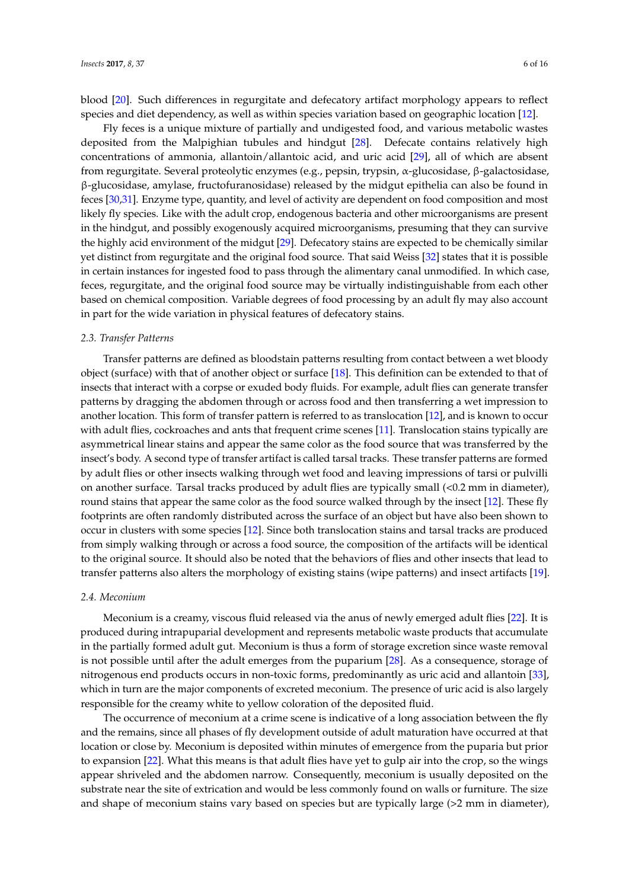blood [20]. Such differences in regurgitate and defecatory artifact morphology appears to reflect species and diet dependency, as well as within species variation based on geographic location [12].

Fly feces is a unique mixture of partially and undigested food, and various metabolic wastes deposited from the Malpighian tubules and hindgut [28]. Defecate contains relatively high concentrations of ammonia, allantoin/allantoic acid, and uric acid [29], all of which are absent from regurgitate. Several proteolytic enzymes (e.g., pepsin, trypsin, α-glucosidase, β-galactosidase, β-glucosidase, amylase, fructofuranosidase) released by the midgut epithelia can also be found in feces [30,31]. Enzyme type, quantity, and level of activity are dependent on food composition and most likely fly species. Like with the adult crop, endogenous bacteria and other microorganisms are present in the hindgut, and possibly exogenously acquired microorganisms, presuming that they can survive the highly acid environment of the midgut [29]. Defecatory stains are expected to be chemically similar yet distinct from regurgitate and the original food source. That said Weiss [32] states that it is possible in certain instances for ingested food to pass through the alimentary canal unmodified. In which case, feces, regurgitate, and the original food source may be virtually indistinguishable from each other based on chemical composition. Variable degrees of food processing by an adult fly may also account in part for the wide variation in physical features of defecatory stains.

### 2.3. Transfer Patterns

Transfer patterns are defined as bloodstain patterns resulting from contact between a wet bloody object (surface) with that of another object or surface [18]. This definition can be extended to that of insects that interact with a corpse or exuded body fluids. For example, adult flies can generate transfer patterns by dragging the abdomen through or across food and then transferring a wet impression to another location. This form of transfer pattern is referred to as translocation [12], and is known to occur with adult flies, cockroaches and ants that frequent crime scenes [11]. Translocation stains typically are asymmetrical linear stains and appear the same color as the food source that was transferred by the insect's body. A second type of transfer artifact is called tarsal tracks. These transfer patterns are formed by adult flies or other insects walking through wet food and leaving impressions of tarsi or pulvilli on another surface. Tarsal tracks produced by adult flies are typically small (<0.2 mm in diameter), round stains that appear the same color as the food source walked through by the insect [12]. These fly footprints are often randomly distributed across the surface of an object but have also been shown to occur in clusters with some species [12]. Since both translocation stains and tarsal tracks are produced from simply walking through or across a food source, the composition of the artifacts will be identical to the original source. It should also be noted that the behaviors of flies and other insects that lead to transfer patterns also alters the morphology of existing stains (wipe patterns) and insect artifacts [19].

### 2.4. Meconium

Meconium is a creamy, viscous fluid released via the anus of newly emerged adult flies [22]. It is produced during intrapuparial development and represents metabolic waste products that accumulate in the partially formed adult gut. Meconium is thus a form of storage excretion since waste removal is not possible until after the adult emerges from the puparium [28]. As a consequence, storage of nitrogenous end products occurs in non-toxic forms, predominantly as uric acid and allantoin [33], which in turn are the major components of excreted meconium. The presence of uric acid is also largely responsible for the creamy white to yellow coloration of the deposited fluid.

The occurrence of meconium at a crime scene is indicative of a long association between the fly and the remains, since all phases of fly development outside of adult maturation have occurred at that location or close by. Meconium is deposited within minutes of emergence from the puparia but prior to expansion [22]. What this means is that adult flies have yet to gulp air into the crop, so the wings appear shriveled and the abdomen narrow. Consequently, meconium is usually deposited on the substrate near the site of extrication and would be less commonly found on walls or furniture. The size and shape of meconium stains vary based on species but are typically large (>2 mm in diameter),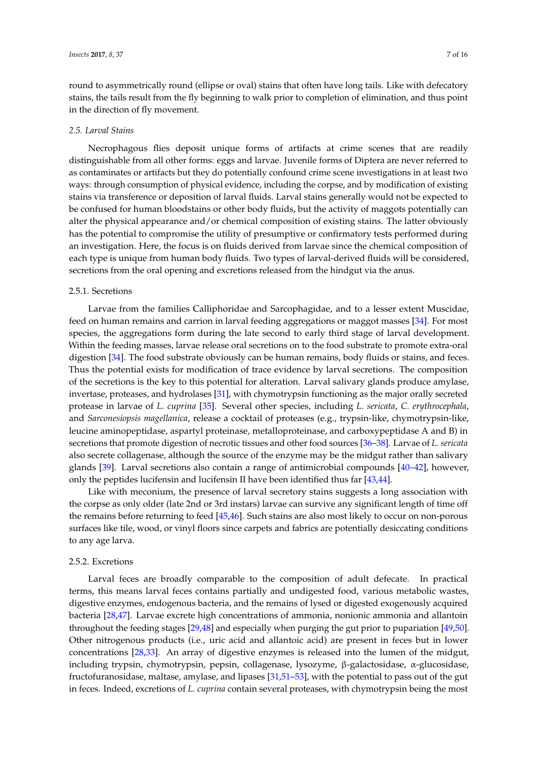round to asymmetrically round (ellipse or oval) stains that often have long tails. Like with defecatory stains, the tails result from the fly beginning to walk prior to completion of elimination, and thus point in the direction of fly movement.

### *2.5. Larval Stains*

Necrophagous flies deposit unique forms of artifacts at crime scenes that are readily distinguishable from all other forms: eggs and larvae. Juvenile forms of Diptera are never referred to as contaminates or artifacts but they do potentially confound crime scene investigations in at least two ways: through consumption of physical evidence, including the corpse, and by modification of existing stains via transference or deposition of larval fluids. Larval stains generally would not be expected to be confused for human bloodstains or other body fluids, but the activity of maggots potentially can alter the physical appearance and/or chemical composition of existing stains. The latter obviously has the potential to compromise the utility of presumptive or confirmatory tests performed during an investigation. Here, the focus is on fluids derived from larvae since the chemical composition of each type is unique from human body fluids. Two types of larval-derived fluids will be considered, secretions from the oral opening and excretions released from the hindgut via the anus.

#### 2.5.1. Secretions

Larvae from the families Calliphoridae and Sarcophagidae, and to a lesser extent Muscidae, feed on human remains and carrion in larval feeding aggregations or maggot masses [34]. For most species, the aggregations form during the late second to early third stage of larval development. Within the feeding masses, larvae release oral secretions on to the food substrate to promote extra-oral digestion [34]. The food substrate obviously can be human remains, body fluids or stains, and feces. Thus the potential exists for modification of trace evidence by larval secretions. The composition of the secretions is the key to this potential for alteration. Larval salivary glands produce amylase, invertase, proteases, and hydrolases [31], with chymotrypsin functioning as the major orally secreted protease in larvae of *L. cuprina* [35]. Several other species, including *L. sericata*, *C. erythrocephala*, and *Sarconesiopsis magellanica*, release a cocktail of proteases (e.g., trypsin-like, chymotrypsin-like, leucine aminopeptidase, aspartyl proteinase, metalloproteinase, and carboxypeptidase A and B) in secretions that promote digestion of necrotic tissues and other food sources [36–38]. Larvae of *L. sericata* also secrete collagenase, although the source of the enzyme may be the midgut rather than salivary glands [39]. Larval secretions also contain a range of antimicrobial compounds [40–42], however, only the peptides lucifensin and lucifensin II have been identified thus far [43,44].

Like with meconium, the presence of larval secretory stains suggests a long association with the corpse as only older (late 2nd or 3rd instars) larvae can survive any significant length of time off the remains before returning to feed [45,46]. Such stains are also most likely to occur on non-porous surfaces like tile, wood, or vinyl floors since carpets and fabrics are potentially desiccating conditions to any age larva.

#### 2.5.2. Excretions

Larval feces are broadly comparable to the composition of adult defecate. In practical terms, this means larval feces contains partially and undigested food, various metabolic wastes, digestive enzymes, endogenous bacteria, and the remains of lysed or digested exogenously acquired bacteria [28,47]. Larvae excrete high concentrations of ammonia, nonionic ammonia and allantoin throughout the feeding stages [29,48] and especially when purging the gut prior to pupariation [49,50]. Other nitrogenous products (i.e., uric acid and allantoic acid) are present in feces but in lower concentrations [28,33]. An array of digestive enzymes is released into the lumen of the midgut, including trypsin, chymotrypsin, pepsin, collagenase, lysozyme, β-galactosidase, α-glucosidase, fructofuranosidase, maltase, amylase, and lipases [31,51–53], with the potential to pass out of the gut in feces. Indeed, excretions of *L. cuprina* contain several proteases, with chymotrypsin being the most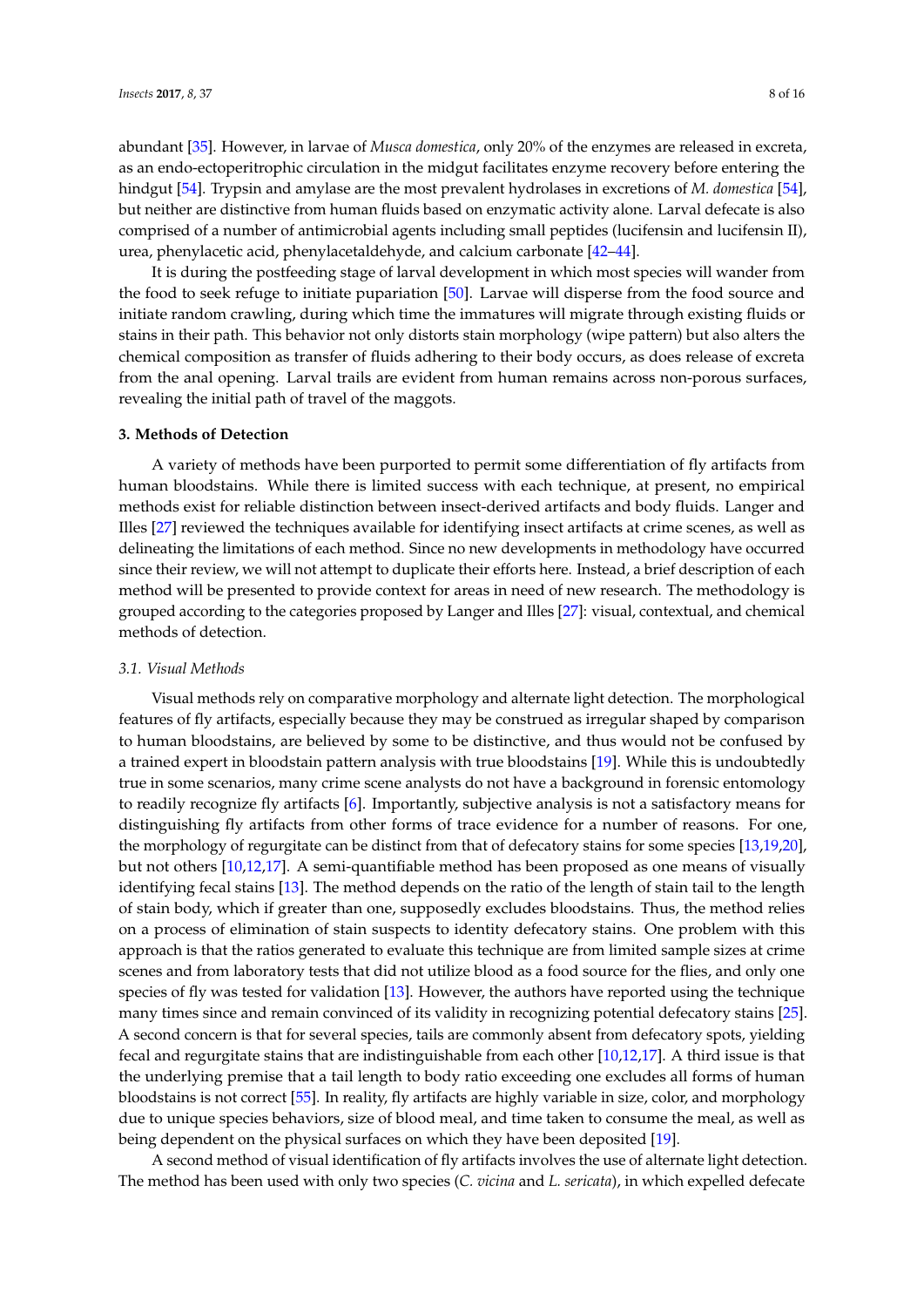abundant [35]. However, in larvae of *Musca domestica*, only 20% of the enzymes are released in excreta, as an endo-ectoperitrophic circulation in the midgut facilitates enzyme recovery before entering the hindgut [54]. Trypsin and amylase are the most prevalent hydrolases in excretions of *M. domestica* [54], but neither are distinctive from human fluids based on enzymatic activity alone. Larval defecate is also comprised of a number of antimicrobial agents including small peptides (lucifensin and lucifensin II), urea, phenylacetic acid, phenylacetaldehyde, and calcium carbonate [42–44].

It is during the postfeeding stage of larval development in which most species will wander from the food to seek refuge to initiate pupariation [50]. Larvae will disperse from the food source and initiate random crawling, during which time the immatures will migrate through existing fluids or stains in their path. This behavior not only distorts stain morphology (wipe pattern) but also alters the chemical composition as transfer of fluids adhering to their body occurs, as does release of excreta from the anal opening. Larval trails are evident from human remains across non-porous surfaces, revealing the initial path of travel of the maggots.

## 3. Methods of Detection

A variety of methods have been purported to permit some differentiation of fly artifacts from human bloodstains. While there is limited success with each technique, at present, no empirical methods exist for reliable distinction between insect-derived artifacts and body fluids. Langer and Illes [27] reviewed the techniques available for identifying insect artifacts at crime scenes, as well as delineating the limitations of each method. Since no new developments in methodology have occurred since their review, we will not attempt to duplicate their efforts here. Instead, a brief description of each method will be presented to provide context for areas in need of new research. The methodology is grouped according to the categories proposed by Langer and Illes [27]: visual, contextual, and chemical methods of detection.

### 3.1. Visual Methods

Visual methods rely on comparative morphology and alternate light detection. The morphological features of fly artifacts, especially because they may be construed as irregular shaped by comparison to human bloodstains, are believed by some to be distinctive, and thus would not be confused by a trained expert in bloodstain pattern analysis with true bloodstains [19]. While this is undoubtedly true in some scenarios, many crime scene analysts do not have a background in forensic entomology to readily recognize fly artifacts [6]. Importantly, subjective analysis is not a satisfactory means for distinguishing fly artifacts from other forms of trace evidence for a number of reasons. For one, the morphology of regurgitate can be distinct from that of defecatory stains for some species [13,19,20], but not others [10,12,17]. A semi-quantifiable method has been proposed as one means of visually identifying fecal stains [13]. The method depends on the ratio of the length of stain tail to the length of stain body, which if greater than one, supposedly excludes bloodstains. Thus, the method relies on a process of elimination of stain suspects to identity defecatory stains. One problem with this approach is that the ratios generated to evaluate this technique are from limited sample sizes at crime scenes and from laboratory tests that did not utilize blood as a food source for the flies, and only one species of fly was tested for validation [13]. However, the authors have reported using the technique many times since and remain convinced of its validity in recognizing potential defecatory stains [25]. A second concern is that for several species, tails are commonly absent from defecatory spots, yielding fecal and regurgitate stains that are indistinguishable from each other [10,12,17]. A third issue is that the underlying premise that a tail length to body ratio exceeding one excludes all forms of human bloodstains is not correct [55]. In reality, fly artifacts are highly variable in size, color, and morphology due to unique species behaviors, size of blood meal, and time taken to consume the meal, as well as being dependent on the physical surfaces on which they have been deposited [19].

A second method of visual identification of fly artifacts involves the use of alternate light detection. The method has been used with only two species (*C. vicina* and *L. sericata*), in which expelled defecate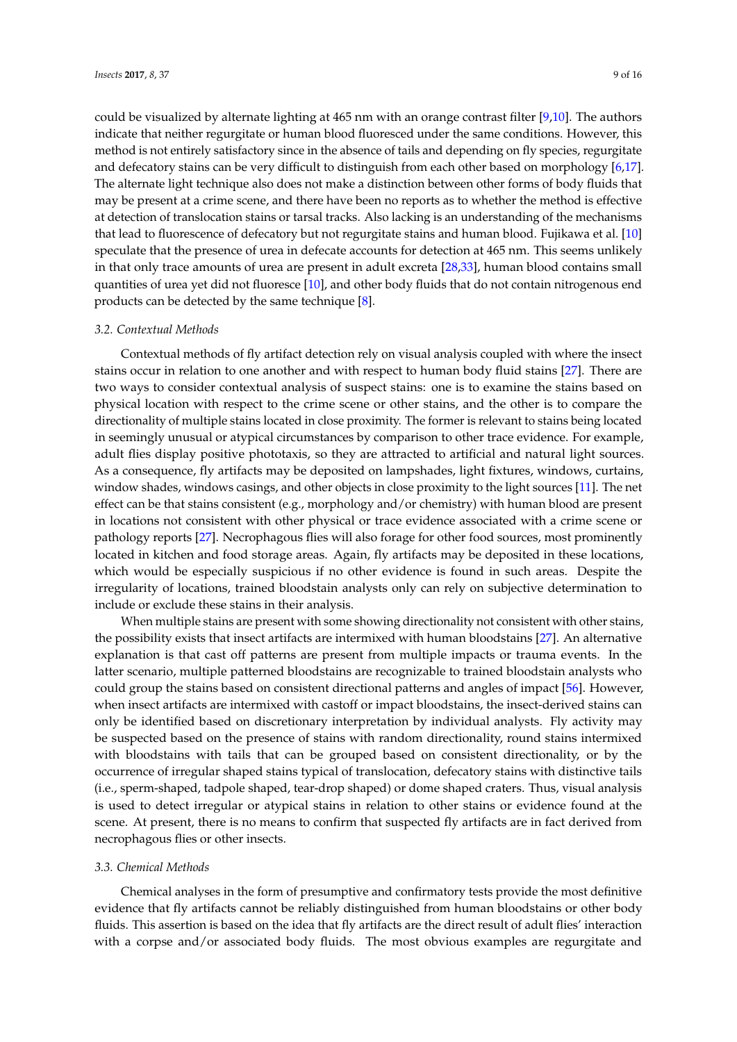could be visualized by alternate lighting at 465 nm with an orange contrast filter [9,10]. The authors indicate that neither regurgitate or human blood fluoresced under the same conditions. However, this method is not entirely satisfactory since in the absence of tails and depending on fly species, regurgitate and defecatory stains can be very difficult to distinguish from each other based on morphology [6,17]. The alternate light technique also does not make a distinction between other forms of body fluids that may be present at a crime scene, and there have been no reports as to whether the method is effective at detection of translocation stains or tarsal tracks. Also lacking is an understanding of the mechanisms that lead to fluorescence of defecatory but not regurgitate stains and human blood. Fujikawa et al. [10] speculate that the presence of urea in defecate accounts for detection at 465 nm. This seems unlikely in that only trace amounts of urea are present in adult excreta [28,33], human blood contains small quantities of urea yet did not fluoresce [10], and other body fluids that do not contain nitrogenous end products can be detected by the same technique [8].

### 3.2. Contextual Methods

Contextual methods of fly artifact detection rely on visual analysis coupled with where the insect stains occur in relation to one another and with respect to human body fluid stains [27]. There are two ways to consider contextual analysis of suspect stains: one is to examine the stains based on physical location with respect to the crime scene or other stains, and the other is to compare the directionality of multiple stains located in close proximity. The former is relevant to stains being located in seemingly unusual or atypical circumstances by comparison to other trace evidence. For example, adult flies display positive phototaxis, so they are attracted to artificial and natural light sources. As a consequence, fly artifacts may be deposited on lampshades, light fixtures, windows, curtains, window shades, windows casings, and other objects in close proximity to the light sources [11]. The net effect can be that stains consistent (e.g., morphology and/or chemistry) with human blood are present in locations not consistent with other physical or trace evidence associated with a crime scene or pathology reports [27]. Necrophagous flies will also forage for other food sources, most prominently located in kitchen and food storage areas. Again, fly artifacts may be deposited in these locations, which would be especially suspicious if no other evidence is found in such areas. Despite the irregularity of locations, trained bloodstain analysts only can rely on subjective determination to include or exclude these stains in their analysis.

When multiple stains are present with some showing directionality not consistent with other stains, the possibility exists that insect artifacts are intermixed with human bloodstains [27]. An alternative explanation is that cast off patterns are present from multiple impacts or trauma events. In the latter scenario, multiple patterned bloodstains are recognizable to trained bloodstain analysts who could group the stains based on consistent directional patterns and angles of impact [56]. However, when insect artifacts are intermixed with castoff or impact bloodstains, the insect-derived stains can only be identified based on discretionary interpretation by individual analysts. Fly activity may be suspected based on the presence of stains with random directionality, round stains intermixed with bloodstains with tails that can be grouped based on consistent directionality, or by the occurrence of irregular shaped stains typical of translocation, defecatory stains with distinctive tails (i.e., sperm-shaped, tadpole shaped, tear-drop shaped) or dome shaped craters. Thus, visual analysis is used to detect irregular or atypical stains in relation to other stains or evidence found at the scene. At present, there is no means to confirm that suspected fly artifacts are in fact derived from necrophagous flies or other insects.

### 3.3. Chemical Methods

Chemical analyses in the form of presumptive and confirmatory tests provide the most definitive evidence that fly artifacts cannot be reliably distinguished from human bloodstains or other body fluids. This assertion is based on the idea that fly artifacts are the direct result of adult flies' interaction with a corpse and/or associated body fluids. The most obvious examples are regurgitate and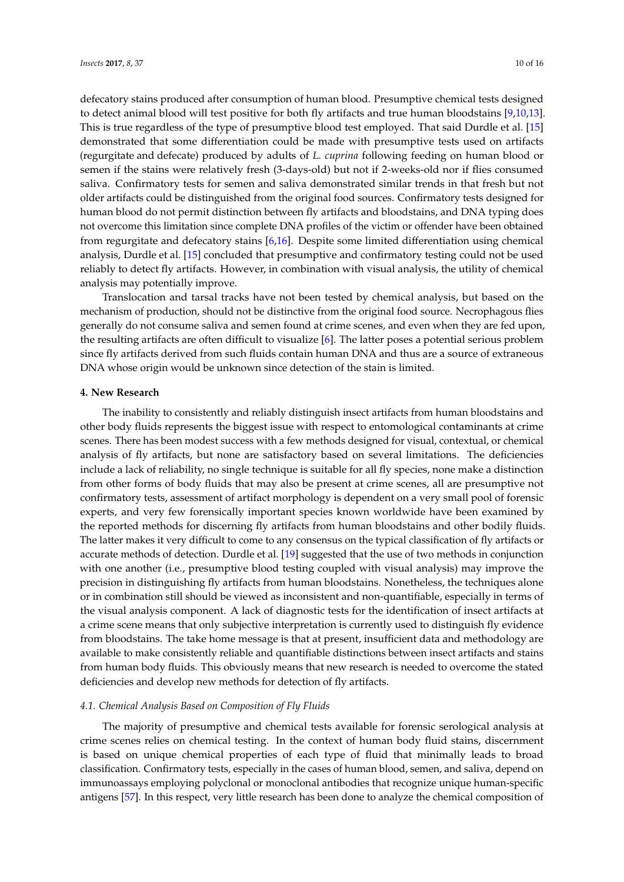defecatory stains produced after consumption of human blood. Presumptive chemical tests designed to detect animal blood will test positive for both fly artifacts and true human bloodstains [9,10,13]. This is true regardless of the type of presumptive blood test employed. That said Durdle et al. [15] demonstrated that some differentiation could be made with presumptive tests used on artifacts (regurgitate and defecate) produced by adults of *L. cuprina* following feeding on human blood or semen if the stains were relatively fresh (3-days-old) but not if 2-weeks-old nor if flies consumed saliva. Confirmatory tests for semen and saliva demonstrated similar trends in that fresh but not older artifacts could be distinguished from the original food sources. Confirmatory tests designed for human blood do not permit distinction between fly artifacts and bloodstains, and DNA typing does not overcome this limitation since complete DNA profiles of the victim or offender have been obtained from regurgitate and defecatory stains [6,16]. Despite some limited differentiation using chemical analysis, Durdle et al. [15] concluded that presumptive and confirmatory testing could not be used reliably to detect fly artifacts. However, in combination with visual analysis, the utility of chemical analysis may potentially improve.

Translocation and tarsal tracks have not been tested by chemical analysis, but based on the mechanism of production, should not be distinctive from the original food source. Necrophagous flies generally do not consume saliva and semen found at crime scenes, and even when they are fed upon, the resulting artifacts are often difficult to visualize [6]. The latter poses a potential serious problem since fly artifacts derived from such fluids contain human DNA and thus are a source of extraneous DNA whose origin would be unknown since detection of the stain is limited.

## 4. New Research

The inability to consistently and reliably distinguish insect artifacts from human bloodstains and other body fluids represents the biggest issue with respect to entomological contaminants at crime scenes. There has been modest success with a few methods designed for visual, contextual, or chemical analysis of fly artifacts, but none are satisfactory based on several limitations. The deficiencies include a lack of reliability, no single technique is suitable for all fly species, none make a distinction from other forms of body fluids that may also be present at crime scenes, all are presumptive not confirmatory tests, assessment of artifact morphology is dependent on a very small pool of forensic experts, and very few forensically important species known worldwide have been examined by the reported methods for discerning fly artifacts from human bloodstains and other bodily fluids. The latter makes it very difficult to come to any consensus on the typical classification of fly artifacts or accurate methods of detection. Durdle et al. [19] suggested that the use of two methods in conjunction with one another (i.e., presumptive blood testing coupled with visual analysis) may improve the precision in distinguishing fly artifacts from human bloodstains. Nonetheless, the techniques alone or in combination still should be viewed as inconsistent and non-quantifiable, especially in terms of the visual analysis component. A lack of diagnostic tests for the identification of insect artifacts at a crime scene means that only subjective interpretation is currently used to distinguish fly evidence from bloodstains. The take home message is that at present, insufficient data and methodology are available to make consistently reliable and quantifiable distinctions between insect artifacts and stains from human body fluids. This obviously means that new research is needed to overcome the stated deficiencies and develop new methods for detection of fly artifacts.

### *4.1. Chemical Analysis Based on Composition of Fly Fluids*

The majority of presumptive and chemical tests available for forensic serological analysis at crime scenes relies on chemical testing. In the context of human body fluid stains, discernment is based on unique chemical properties of each type of fluid that minimally leads to broad classification. Confirmatory tests, especially in the cases of human blood, semen, and saliva, depend on immunoassays employing polyclonal or monoclonal antibodies that recognize unique human-specific antigens [57]. In this respect, very little research has been done to analyze the chemical composition of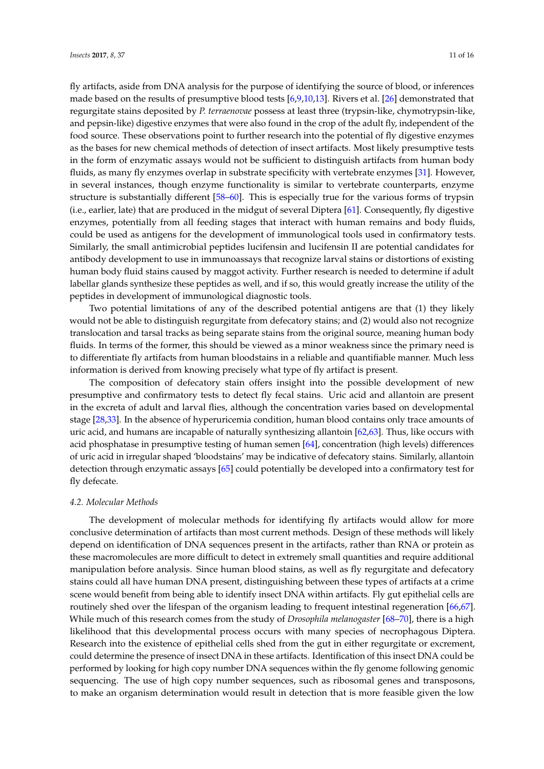fly artifacts, aside from DNA analysis for the purpose of identifying the source of blood, or inferences made based on the results of presumptive blood tests [6,9,10,13]. Rivers et al. [26] demonstrated that regurgitate stains deposited by *P. terraenovae* possess at least three (trypsin-like, chymotrypsin-like, and pepsin-like) digestive enzymes that were also found in the crop of the adult fly, independent of the food source. These observations point to further research into the potential of fly digestive enzymes as the bases for new chemical methods of detection of insect artifacts. Most likely presumptive tests in the form of enzymatic assays would not be sufficient to distinguish artifacts from human body fluids, as many fly enzymes overlap in substrate specificity with vertebrate enzymes [31]. However, in several instances, though enzyme functionality is similar to vertebrate counterparts, enzyme structure is substantially different [58–60]. This is especially true for the various forms of trypsin (i.e., earlier, late) that are produced in the midgut of several Diptera [61]. Consequently, fly digestive enzymes, potentially from all feeding stages that interact with human remains and body fluids, could be used as antigens for the development of immunological tools used in confirmatory tests. Similarly, the small antimicrobial peptides lucifensin and lucifensin II are potential candidates for antibody development to use in immunoassays that recognize larval stains or distortions of existing human body fluid stains caused by maggot activity. Further research is needed to determine if adult labellar glands synthesize these peptides as well, and if so, this would greatly increase the utility of the peptides in development of immunological diagnostic tools.

Two potential limitations of any of the described potential antigens are that (1) they likely would not be able to distinguish regurgitate from defecatory stains; and (2) would also not recognize translocation and tarsal tracks as being separate stains from the original source, meaning human body fluids. In terms of the former, this should be viewed as a minor weakness since the primary need is to differentiate fly artifacts from human bloodstains in a reliable and quantifiable manner. Much less information is derived from knowing precisely what type of fly artifact is present.

The composition of defecatory stain offers insight into the possible development of new presumptive and confirmatory tests to detect fly fecal stains. Uric acid and allantoin are present in the excreta of adult and larval flies, although the concentration varies based on developmental stage [28,33]. In the absence of hyperuricemia condition, human blood contains only trace amounts of uric acid, and humans are incapable of naturally synthesizing allantoin [62,63]. Thus, like occurs with acid phosphatase in presumptive testing of human semen [64], concentration (high levels) differences of uric acid in irregular shaped 'bloodstains' may be indicative of defecatory stains. Similarly, allantoin detection through enzymatic assays [65] could potentially be developed into a confirmatory test for fly defecate.

### *4.2. Molecular Methods*

The development of molecular methods for identifying fly artifacts would allow for more conclusive determination of artifacts than most current methods. Design of these methods will likely depend on identification of DNA sequences present in the artifacts, rather than RNA or protein as these macromolecules are more difficult to detect in extremely small quantities and require additional manipulation before analysis. Since human blood stains, as well as fly regurgitate and defecatory stains could all have human DNA present, distinguishing between these types of artifacts at a crime scene would benefit from being able to identify insect DNA within artifacts. Fly gut epithelial cells are routinely shed over the lifespan of the organism leading to frequent intestinal regeneration [66,67]. While much of this research comes from the study of *Drosophila melanogaster* [68–70], there is a high likelihood that this developmental process occurs with many species of necrophagous Diptera. Research into the existence of epithelial cells shed from the gut in either regurgitate or excrement, could determine the presence of insect DNA in these artifacts. Identification of this insect DNA could be performed by looking for high copy number DNA sequences within the fly genome following genomic sequencing. The use of high copy number sequences, such as ribosomal genes and transposons, to make an organism determination would result in detection that is more feasible given the low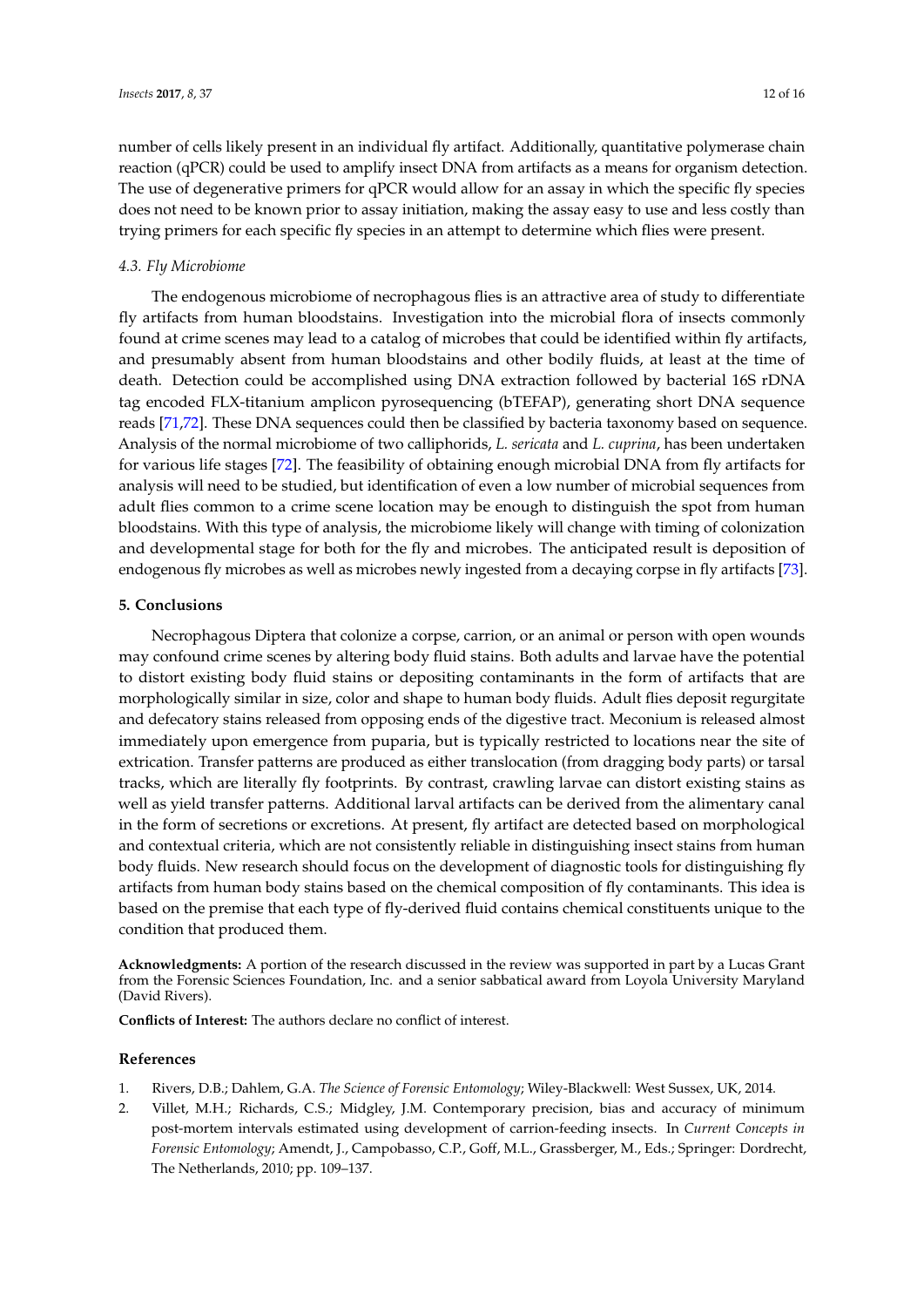number of cells likely present in an individual fly artifact. Additionally, quantitative polymerase chain reaction (qPCR) could be used to amplify insect DNA from artifacts as a means for organism detection. The use of degenerative primers for qPCR would allow for an assay in which the specific fly species does not need to be known prior to assay initiation, making the assay easy to use and less costly than trying primers for each specific fly species in an attempt to determine which flies were present.

### 4.3. Fly Microbiome

The endogenous microbiome of necrophagous flies is an attractive area of study to differentiate fly artifacts from human bloodstains. Investigation into the microbial flora of insects commonly found at crime scenes may lead to a catalog of microbes that could be identified within fly artifacts, and presumably absent from human bloodstains and other bodily fluids, at least at the time of death. Detection could be accomplished using DNA extraction followed by bacterial 16S rDNA tag encoded FLX-titanium amplicon pyrosequencing (bTEFAP), generating short DNA sequence reads [71,72]. These DNA sequences could then be classified by bacteria taxonomy based on sequence. Analysis of the normal microbiome of two calliphorids, *L. sericata* and *L. cuprina*, has been undertaken for various life stages [72]. The feasibility of obtaining enough microbial DNA from fly artifacts for analysis will need to be studied, but identification of even a low number of microbial sequences from adult flies common to a crime scene location may be enough to distinguish the spot from human bloodstains. With this type of analysis, the microbiome likely will change with timing of colonization and developmental stage for both for the fly and microbes. The anticipated result is deposition of endogenous fly microbes as well as microbes newly ingested from a decaying corpse in fly artifacts [73].

## 5. Conclusions

Necrophagous Diptera that colonize a corpse, carrion, or an animal or person with open wounds may confound crime scenes by altering body fluid stains. Both adults and larvae have the potential to distort existing body fluid stains or depositing contaminants in the form of artifacts that are morphologically similar in size, color and shape to human body fluids. Adult flies deposit regurgitate and defecatory stains released from opposing ends of the digestive tract. Meconium is released almost immediately upon emergence from puparia, but is typically restricted to locations near the site of extrication. Transfer patterns are produced as either translocation (from dragging body parts) or tarsal tracks, which are literally fly footprints. By contrast, crawling larvae can distort existing stains as well as yield transfer patterns. Additional larval artifacts can be derived from the alimentary canal in the form of secretions or excretions. At present, fly artifact are detected based on morphological and contextual criteria, which are not consistently reliable in distinguishing insect stains from human body fluids. New research should focus on the development of diagnostic tools for distinguishing fly artifacts from human body stains based on the chemical composition of fly contaminants. This idea is based on the premise that each type of fly-derived fluid contains chemical constituents unique to the condition that produced them.

**Acknowledgments:** A portion of the research discussed in the review was supported in part by a Lucas Grant from the Forensic Sciences Foundation, Inc. and a senior sabbatical award from Loyola University Maryland (David Rivers).

**Conflicts of Interest:** The authors declare no conflict of interest.

## References

1. Rivers, D.B.; Dahlem, G.A. *The Science of Forensic Entomology*; Wiley-Blackwell: West Sussex, UK, 2014.
2. Villet, M.H.; Richards, C.S.; Midgley, J.M. Contemporary precision, bias and accuracy of minimum post-mortem intervals estimated using development of carrion-feeding insects. In *Current Concepts in Forensic Entomology*; Amendt, J., Campobasso, C.P., Goff, M.L., Grassberger, M., Eds.; Springer: Dordrecht, The Netherlands, 2010; pp. 109–137.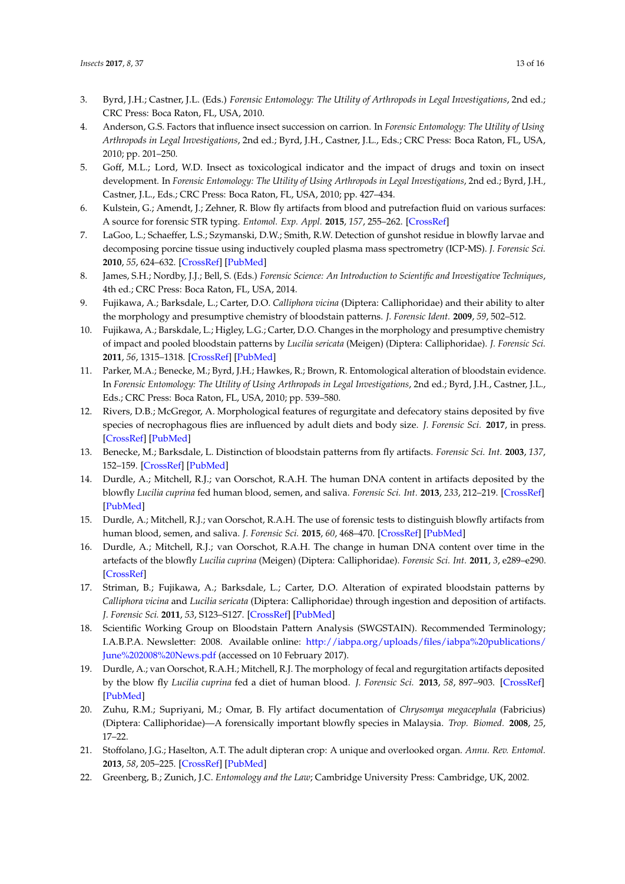3. Byrd, J.H.; Castner, J.L. (Eds.) *Forensic Entomology: The Utility of Arthropods in Legal Investigations*, 2nd ed.; CRC Press: Boca Raton, FL, USA, 2010.
4. Anderson, G.S. Factors that influence insect succession on carrion. In *Forensic Entomology: The Utility of Using Arthropods in Legal Investigations*, 2nd ed.; Byrd, J.H., Castner, J.L., Eds.; CRC Press: Boca Raton, FL, USA, 2010; pp. 201–250.
5. Goff, M.L.; Lord, W.D. Insect as toxicological indicator and the impact of drugs and toxin on insect development. In *Forensic Entomology: The Utility of Using Arthropods in Legal Investigations*, 2nd ed.; Byrd, J.H., Castner, J.L., Eds.; CRC Press: Boca Raton, FL, USA, 2010; pp. 427–434.
6. Kulstein, G.; Amendt, J.; Zehner, R. Blow fly artifacts from blood and putrefaction fluid on various surfaces: A source for forensic STR typing. *Entomol. Exp. Appl.* **2015**, *157*, 255–262. [CrossRef]
7. LaGoo, L.; Schaeffer, L.S.; Szymanski, D.W.; Smith, R.W. Detection of gunshot residue in blowfly larvae and decomposing porcine tissue using inductively coupled plasma mass spectrometry (ICP-MS). *J. Forensic Sci.* **2010**, *55*, 624–632. [CrossRef] [PubMed]
8. James, S.H.; Nordby, J.J.; Bell, S. (Eds.) *Forensic Science: An Introduction to Scientific and Investigative Techniques*, 4th ed.; CRC Press: Boca Raton, FL, USA, 2014.
9. Fujikawa, A.; Barksdale, L.; Carter, D.O. *Calliphora vicina* (Diptera: Calliphoridae) and their ability to alter the morphology and presumptive chemistry of bloodstain patterns. *J. Forensic Ident.* **2009**, *59*, 502–512.
10. Fujikawa, A.; Barskdale, L.; Higley, L.G.; Carter, D.O. Changes in the morphology and presumptive chemistry of impact and pooled bloodstain patterns by *Lucilia sericata* (Meigen) (Diptera: Calliphoridae). *J. Forensic Sci.* **2011**, *56*, 1315–1318. [CrossRef] [PubMed]
11. Parker, M.A.; Benecke, M.; Byrd, J.H.; Hawkes, R.; Brown, R. Entomological alteration of bloodstain evidence. In *Forensic Entomology: The Utility of Using Arthropods in Legal Investigations*, 2nd ed.; Byrd, J.H., Castner, J.L., Eds.; CRC Press: Boca Raton, FL, USA, 2010; pp. 539–580.
12. Rivers, D.B.; McGregor, A. Morphological features of regurgitate and defecatory stains deposited by five species of necrophagous flies are influenced by adult diets and body size. *J. Forensic Sci.* **2017**, in press. [CrossRef] [PubMed]
13. Benecke, M.; Barksdale, L. Distinction of bloodstain patterns from fly artifacts. *Forensic Sci. Int.* **2003**, *137*, 152–159. [CrossRef] [PubMed]
14. Durdle, A.; Mitchell, R.J.; van Oorschot, R.A.H. The human DNA content in artifacts deposited by the blowfly *Lucilia cuprina* fed human blood, semen, and saliva. *Forensic Sci. Int.* **2013**, *233*, 212–219. [CrossRef] [PubMed]
15. Durdle, A.; Mitchell, R.J.; van Oorschot, R.A.H. The use of forensic tests to distinguish blowfly artifacts from human blood, semen, and saliva. *J. Forensic Sci.* **2015**, *60*, 468–470. [CrossRef] [PubMed]
16. Durdle, A.; Mitchell, R.J.; van Oorschot, R.A.H. The change in human DNA content over time in the artefacts of the blowfly *Lucilia cuprina* (Meigen) (Diptera: Calliphoridae). *Forensic Sci. Int.* **2011**, *3*, e289–e290. [CrossRef]
17. Striman, B.; Fujikawa, A.; Barksdale, L.; Carter, D.O. Alteration of expirated bloodstain patterns by *Calliphora vicina* and *Lucilia sericata* (Diptera: Calliphoridae) through ingestion and deposition of artifacts. *J. Forensic Sci.* **2011**, *53*, S123–S127. [CrossRef] [PubMed]
18. Scientific Working Group on Bloodstain Pattern Analysis (SWGSTAIN). Recommended Terminology; I.A.B.P.A. Newsletter: 2008. Available online: http://iabpa.org/uploads/files/iabpa%20publications/June%202008%20News.pdf (accessed on 10 February 2017).
19. Durdle, A.; van Oorschot, R.A.H.; Mitchell, R.J. The morphology of fecal and regurgitation artifacts deposited by the blow fly *Lucilia cuprina* fed a diet of human blood. *J. Forensic Sci.* **2013**, *58*, 897–903. [CrossRef] [PubMed]
20. Zuhu, R.M.; Supriyani, M.; Omar, B. Fly artifact documentation of *Chrysomya megacephala* (Fabricius) (Diptera: Calliphoridae)—A forensically important blowfly species in Malaysia. *Trop. Biomed.* **2008**, *25*, 17–22.
21. Stoffolano, J.G.; Haselton, A.T. The adult dipteran crop: A unique and overlooked organ. *Annu. Rev. Entomol.* **2013**, *58*, 205–225. [CrossRef] [PubMed]
22. Greenberg, B.; Zunich, J.C. *Entomology and the Law*; Cambridge University Press: Cambridge, UK, 2002.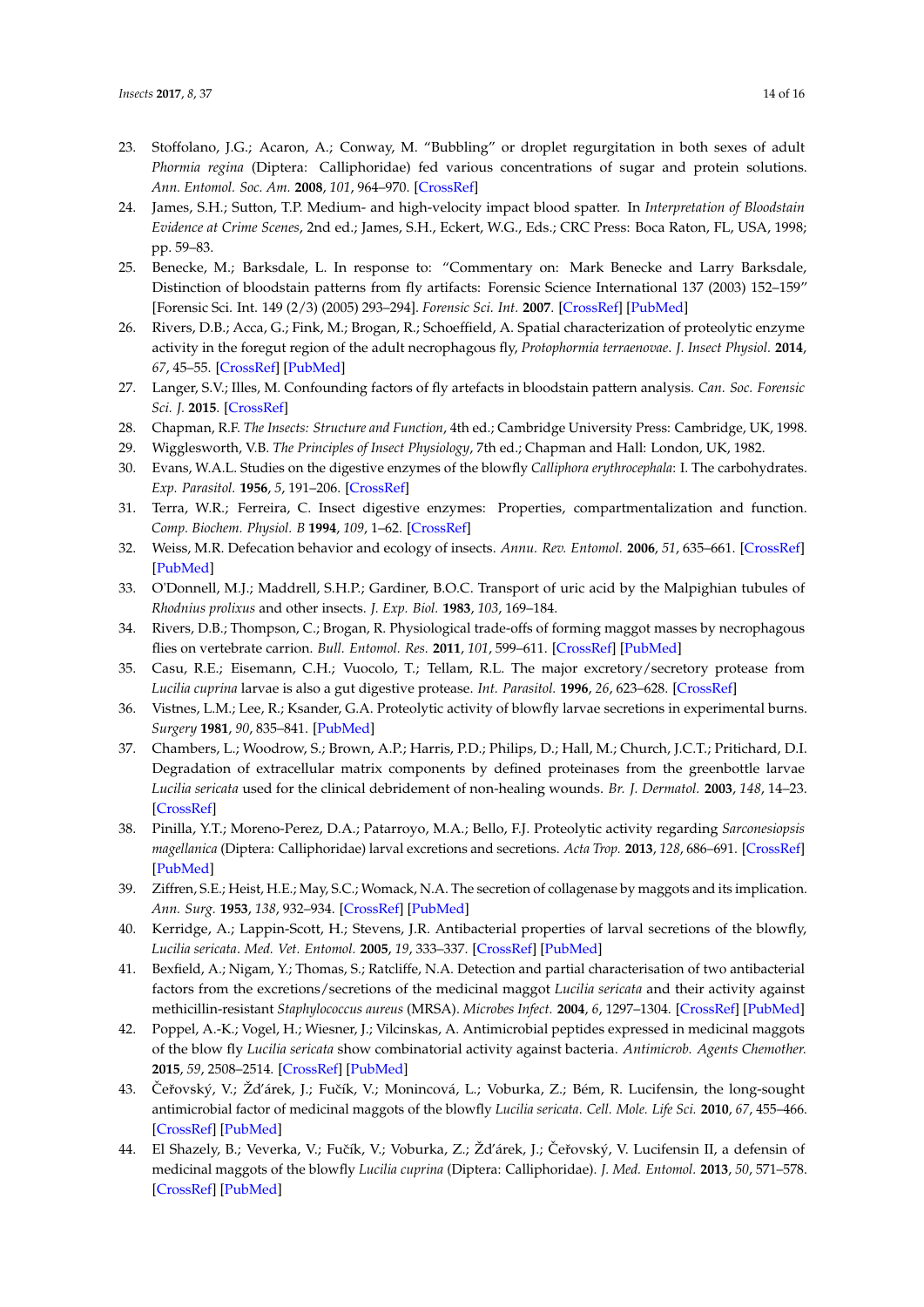23. Stoffolano, J.G.; Acaron, A.; Conway, M. "Bubbling" or droplet regurgitation in both sexes of adult *Phormia regina* (Diptera: Calliphoridae) fed various concentrations of sugar and protein solutions. *Ann. Entomol. Soc. Am.* **2008**, *101*, 964–970. [CrossRef]
24. James, S.H.; Sutton, T.P. Medium- and high-velocity impact blood spatter. In *Interpretation of Bloodstain Evidence at Crime Scenes*, 2nd ed.; James, S.H., Eckert, W.G., Eds.; CRC Press: Boca Raton, FL, USA, 1998; pp. 59–83.
25. Benecke, M.; Barksdale, L. In response to: "Commentary on: Mark Benecke and Larry Barksdale, Distinction of bloodstain patterns from fly artifacts: Forensic Science International 137 (2003) 152–159" [Forensic Sci. Int. 149 (2/3) (2005) 293–294]. *Forensic Sci. Int.* **2007**. [CrossRef] [PubMed]
26. Rivers, D.B.; Acca, G.; Fink, M.; Brogan, R.; Schoeffield, A. Spatial characterization of proteolytic enzyme activity in the foregut region of the adult necrophagous fly, *Protophormia terraenovae*. *J. Insect Physiol.* **2014**, *67*, 45–55. [CrossRef] [PubMed]
27. Langer, S.V.; Illes, M. Confounding factors of fly artefacts in bloodstain pattern analysis. *Can. Soc. Forensic Sci. J.* **2015**. [CrossRef]
28. Chapman, R.F. *The Insects: Structure and Function*, 4th ed.; Cambridge University Press: Cambridge, UK, 1998.
29. Wigglesworth, V.B. *The Principles of Insect Physiology*, 7th ed.; Chapman and Hall: London, UK, 1982.
30. Evans, W.A.L. Studies on the digestive enzymes of the blowfly *Calliphora erythrocephala*: I. The carbohydrates. *Exp. Parasitol.* **1956**, *5*, 191–206. [CrossRef]
31. Terra, W.R.; Ferreira, C. Insect digestive enzymes: Properties, compartmentalization and function. *Comp. Biochem. Physiol. B* **1994**, *109*, 1–62. [CrossRef]
32. Weiss, M.R. Defecation behavior and ecology of insects. *Annu. Rev. Entomol.* **2006**, *51*, 635–661. [CrossRef] [PubMed]
33. O'Donnell, M.J.; Maddrell, S.H.P.; Gardiner, B.O.C. Transport of uric acid by the Malpighian tubules of *Rhodnius prolixus* and other insects. *J. Exp. Biol.* **1983**, *103*, 169–184.
34. Rivers, D.B.; Thompson, C.; Brogan, R. Physiological trade-offs of forming maggot masses by necrophagous flies on vertebrate carrion. *Bull. Entomol. Res.* **2011**, *101*, 599–611. [CrossRef] [PubMed]
35. Casu, R.E.; Eisemann, C.H.; Vuocolo, T.; Tellam, R.L. The major excretory/secretory protease from *Lucilia cuprina* larvae is also a gut digestive protease. *Int. Parasitol.* **1996**, *26*, 623–628. [CrossRef]
36. Vistnes, L.M.; Lee, R.; Ksander, G.A. Proteolytic activity of blowfly larvae secretions in experimental burns. *Surgery* **1981**, *90*, 835–841. [PubMed]
37. Chambers, L.; Woodrow, S.; Brown, A.P.; Harris, P.D.; Philips, D.; Hall, M.; Church, J.C.T.; Pritchard, D.I. Degradation of extracellular matrix components by defined proteinases from the greenbottle larvae *Lucilia sericata* used for the clinical debridement of non-healing wounds. *Br. J. Dermatol.* **2003**, *148*, 14–23. [CrossRef]
38. Pinilla, Y.T.; Moreno-Perez, D.A.; Patarroyo, M.A.; Bello, F.J. Proteolytic activity regarding *Sarconesiopsis magellanica* (Diptera: Calliphoridae) larval excretions and secretions. *Acta Trop.* **2013**, *128*, 686–691. [CrossRef] [PubMed]
39. Ziffren, S.E.; Heist, H.E.; May, S.C.; Womack, N.A. The secretion of collagenase by maggots and its implication. *Ann. Surg.* **1953**, *138*, 932–934. [CrossRef] [PubMed]
40. Kerridge, A.; Lappin-Scott, H.; Stevens, J.R. Antibacterial properties of larval secretions of the blowfly, *Lucilia sericata*. *Med. Vet. Entomol.* **2005**, *19*, 333–337. [CrossRef] [PubMed]
41. Bexfield, A.; Nigam, Y.; Thomas, S.; Ratcliffe, N.A. Detection and partial characterisation of two antibacterial factors from the excretions/secretions of the medicinal maggot *Lucilia sericata* and their activity against methicillin-resistant *Staphylococcus aureus* (MRSA). *Microbes Infect.* **2004**, *6*, 1297–1304. [CrossRef] [PubMed]
42. Poppel, A.-K.; Vogel, H.; Wiesner, J.; Vilcinskas, A. Antimicrobial peptides expressed in medicinal maggots of the blow fly *Lucilia sericata* show combinatorial activity against bacteria. *Antimicrob. Agents Chemother.* **2015**, *59*, 2508–2514. [CrossRef] [PubMed]
43. Čeřovský, V.; Žd'árek, J.; Fučík, V.; Monincová, L.; Voburka, Z.; Bém, R. Lucifensin, the long-sought antimicrobial factor of medicinal maggots of the blowfly *Lucilia sericata*. *Cell. Mole. Life Sci.* **2010**, *67*, 455–466. [CrossRef] [PubMed]
44. El Shazely, B.; Veverka, V.; Fučík, V.; Voburka, Z.; Žd'árek, J.; Čeřovský, V. Lucifensin II, a defensin of medicinal maggots of the blowfly *Lucilia cuprina* (Diptera: Calliphoridae). *J. Med. Entomol.* **2013**, *50*, 571–578. [CrossRef] [PubMed]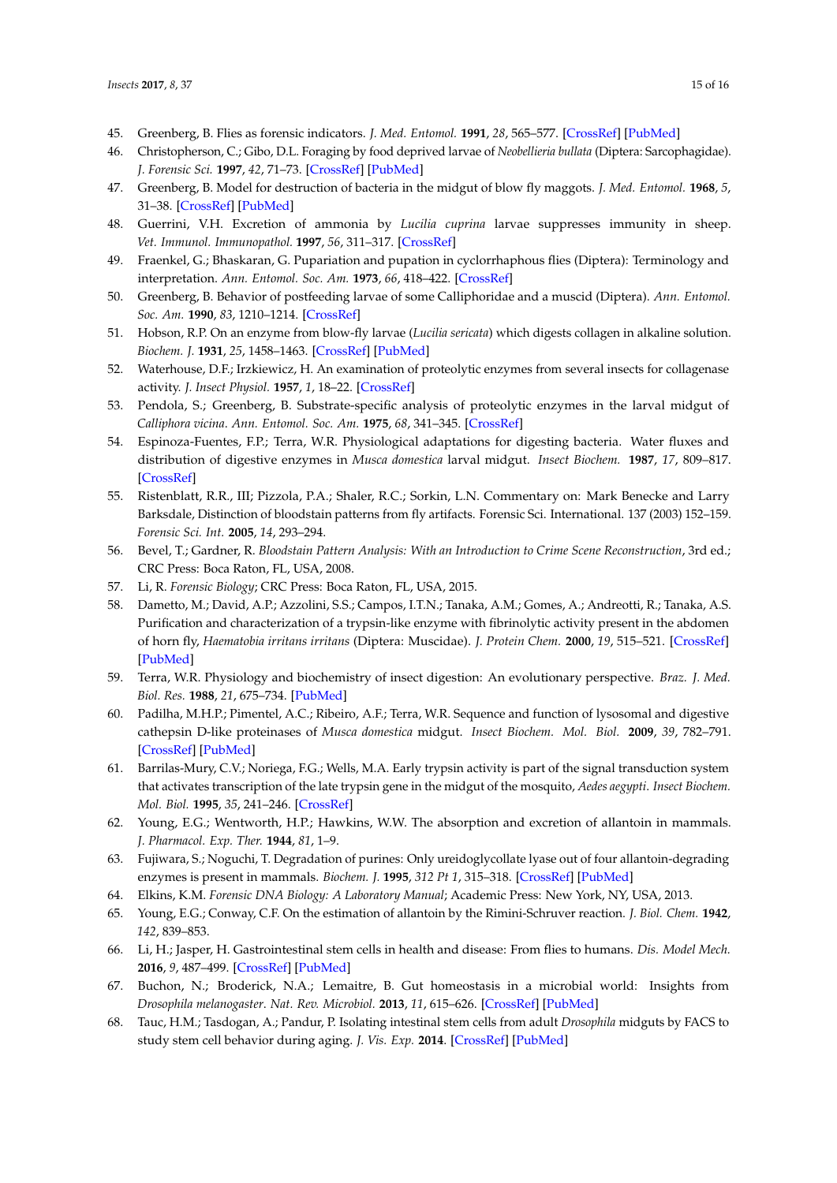45. Greenberg, B. Flies as forensic indicators. *J. Med. Entomol.* **1991**, *28*, 565–577. [CrossRef] [PubMed]
46. Christopherson, C.; Gibo, D.L. Foraging by food deprived larvae of *Neobellieria bullata* (Diptera: Sarcophagidae). *J. Forensic Sci.* **1997**, *42*, 71–73. [CrossRef] [PubMed]
47. Greenberg, B. Model for destruction of bacteria in the midgut of blow fly maggots. *J. Med. Entomol.* **1968**, *5*, 31–38. [CrossRef] [PubMed]
48. Guerrini, V.H. Excretion of ammonia by *Lucilia cuprina* larvae suppresses immunity in sheep. *Vet. Immunol. Immunopathol.* **1997**, *56*, 311–317. [CrossRef]
49. Fraenkel, G.; Bhaskaran, G. Pupariation and pupation in cyclorrhaphous flies (Diptera): Terminology and interpretation. *Ann. Entomol. Soc. Am.* **1973**, *66*, 418–422. [CrossRef]
50. Greenberg, B. Behavior of postfeeding larvae of some Calliphoridae and a muscid (Diptera). *Ann. Entomol. Soc. Am.* **1990**, *83*, 1210–1214. [CrossRef]
51. Hobson, R.P. On an enzyme from blow-fly larvae (*Lucilia sericata*) which digests collagen in alkaline solution. *Biochem. J.* **1931**, *25*, 1458–1463. [CrossRef] [PubMed]
52. Waterhouse, D.F.; Irzkiewicz, H. An examination of proteolytic enzymes from several insects for collagenase activity. *J. Insect Physiol.* **1957**, *1*, 18–22. [CrossRef]
53. Pendola, S.; Greenberg, B. Substrate-specific analysis of proteolytic enzymes in the larval midgut of *Calliphora vicina*. *Ann. Entomol. Soc. Am.* **1975**, *68*, 341–345. [CrossRef]
54. Espinoza-Fuentes, F.P.; Terra, W.R. Physiological adaptations for digesting bacteria. Water fluxes and distribution of digestive enzymes in *Musca domestica* larval midgut. *Insect Biochem.* **1987**, *17*, 809–817. [CrossRef]
55. Ristenblatt, R.R., III; Pizzola, P.A.; Shaler, R.C.; Sorkin, L.N. Commentary on: Mark Benecke and Larry Barksdale, Distinction of bloodstain patterns from fly artifacts. Forensic Sci. International. 137 (2003) 152–159. *Forensic Sci. Int.* **2005**, *14*, 293–294.
56. Bevel, T.; Gardner, R. *Bloodstain Pattern Analysis: With an Introduction to Crime Scene Reconstruction*, 3rd ed.; CRC Press: Boca Raton, FL, USA, 2008.
57. Li, R. *Forensic Biology*; CRC Press: Boca Raton, FL, USA, 2015.
58. Dametto, M.; David, A.P.; Azzolini, S.S.; Campos, I.T.N.; Tanaka, A.M.; Gomes, A.; Andreotti, R.; Tanaka, A.S. Purification and characterization of a trypsin-like enzyme with fibrinolytic activity present in the abdomen of horn fly, *Haematobia irritans irritans* (Diptera: Muscidae). *J. Protein Chem.* **2000**, *19*, 515–521. [CrossRef] [PubMed]
59. Terra, W.R. Physiology and biochemistry of insect digestion: An evolutionary perspective. *Braz. J. Med. Biol. Res.* **1988**, *21*, 675–734. [PubMed]
60. Padilha, M.H.P.; Pimentel, A.C.; Ribeiro, A.F.; Terra, W.R. Sequence and function of lysosomal and digestive cathepsin D-like proteinases of *Musca domestica* midgut. *Insect Biochem. Mol. Biol.* **2009**, *39*, 782–791. [CrossRef] [PubMed]
61. Barrilas-Mury, C.V.; Noriega, F.G.; Wells, M.A. Early trypsin activity is part of the signal transduction system that activates transcription of the late trypsin gene in the midgut of the mosquito, *Aedes aegypti*. *Insect Biochem. Mol. Biol.* **1995**, *35*, 241–246. [CrossRef]
62. Young, E.G.; Wentworth, H.P.; Hawkins, W.W. The absorption and excretion of allantoin in mammals. *J. Pharmacol. Exp. Ther.* **1944**, *81*, 1–9.
63. Fujiwara, S.; Noguchi, T. Degradation of purines: Only ureidoglycollate lyase out of four allantoin-degrading enzymes is present in mammals. *Biochem. J.* **1995**, *312 Pt 1*, 315–318. [CrossRef] [PubMed]
64. Elkins, K.M. *Forensic DNA Biology: A Laboratory Manual*; Academic Press: New York, NY, USA, 2013.
65. Young, E.G.; Conway, C.F. On the estimation of allantoin by the Rimini-Schruver reaction. *J. Biol. Chem.* **1942**, *142*, 839–853.
66. Li, H.; Jasper, H. Gastrointestinal stem cells in health and disease: From flies to humans. *Dis. Model Mech.* **2016**, *9*, 487–499. [CrossRef] [PubMed]
67. Buchon, N.; Broderick, N.A.; Lemaitre, B. Gut homeostasis in a microbial world: Insights from *Drosophila melanogaster*. *Nat. Rev. Microbiol.* **2013**, *11*, 615–626. [CrossRef] [PubMed]
68. Tauc, H.M.; Tasdogan, A.; Pandur, P. Isolating intestinal stem cells from adult *Drosophila* midguts by FACS to study stem cell behavior during aging. *J. Vis. Exp.* **2014**. [CrossRef] [PubMed]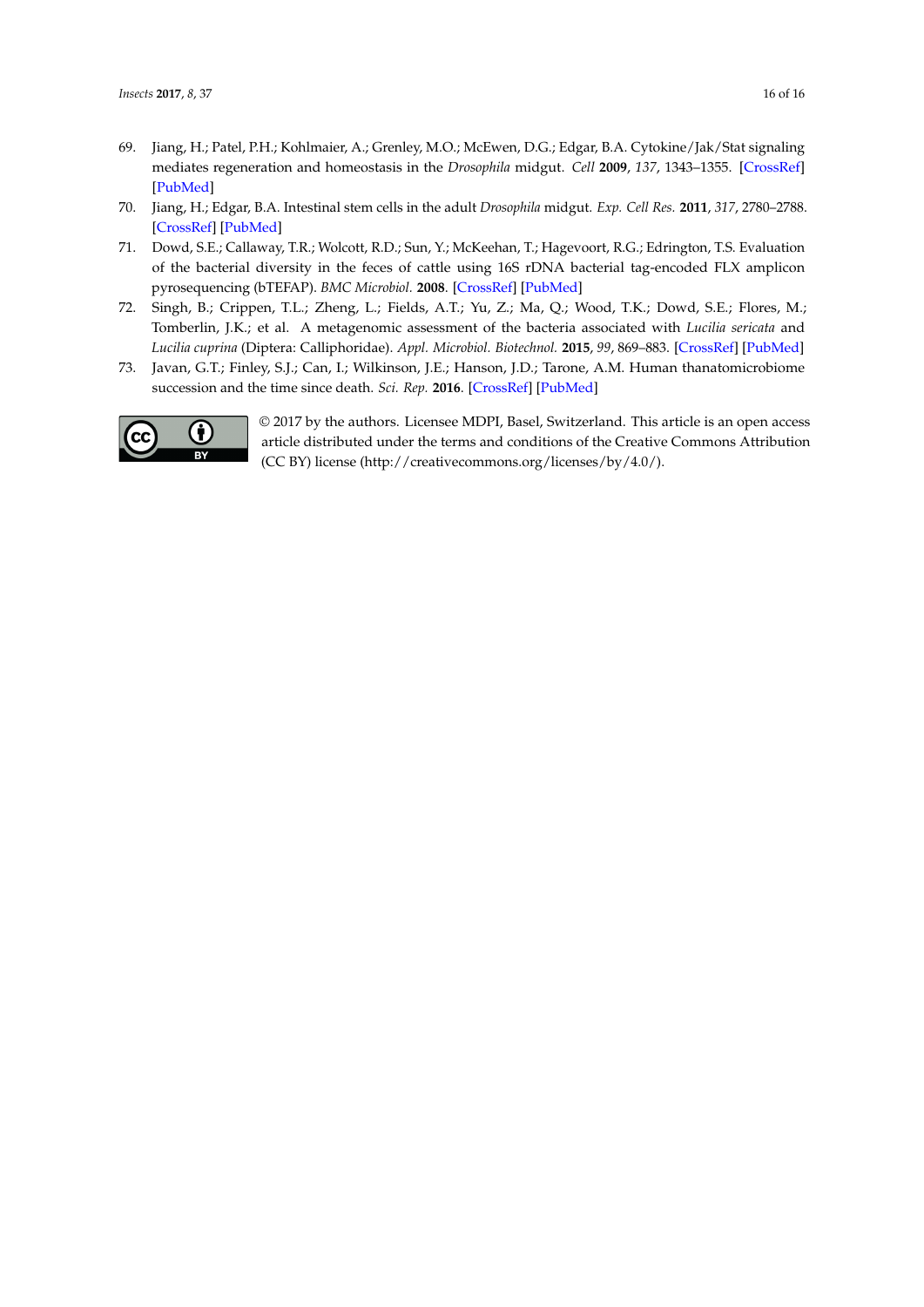69. Jiang, H.; Patel, P.H.; Kohlmaier, A.; Grenley, M.O.; McEwen, D.G.; Edgar, B.A. Cytokine/Jak/Stat signaling mediates regeneration and homeostasis in the *Drosophila* midgut. *Cell* **2009**, *137*, 1343–1355. [CrossRef] [PubMed]
70. Jiang, H.; Edgar, B.A. Intestinal stem cells in the adult *Drosophila* midgut. *Exp. Cell Res.* **2011**, *317*, 2780–2788. [CrossRef] [PubMed]
71. Dowd, S.E.; Callaway, T.R.; Wolcott, R.D.; Sun, Y.; McKeehan, T.; Hagevoort, R.G.; Edrington, T.S. Evaluation of the bacterial diversity in the feces of cattle using 16S rDNA bacterial tag-encoded FLX amplicon pyrosequencing (bTEFAP). *BMC Microbiol.* **2008**. [CrossRef] [PubMed]
72. Singh, B.; Crippen, T.L.; Zheng, L.; Fields, A.T.; Yu, Z.; Ma, Q.; Wood, T.K.; Dowd, S.E.; Flores, M.; Tomberlin, J.K.; et al. A metagenomic assessment of the bacteria associated with *Lucilia sericata* and *Lucilia cuprina* (Diptera: Calliphoridae). *Appl. Microbiol. Biotechnol.* **2015**, *99*, 869–883. [CrossRef] [PubMed]
73. Javan, G.T.; Finley, S.J.; Can, I.; Wilkinson, J.E.; Hanson, J.D.; Tarone, A.M. Human thanatomicrobiome succession and the time since death. *Sci. Rep.* **2016**. [CrossRef] [PubMed]

© 2017 by the authors. Licensee MDPI, Basel, Switzerland. This article is an open access article distributed under the terms and conditions of the Creative Commons Attribution (CC BY) license (http://creativecommons.org/licenses/by/4.0/).